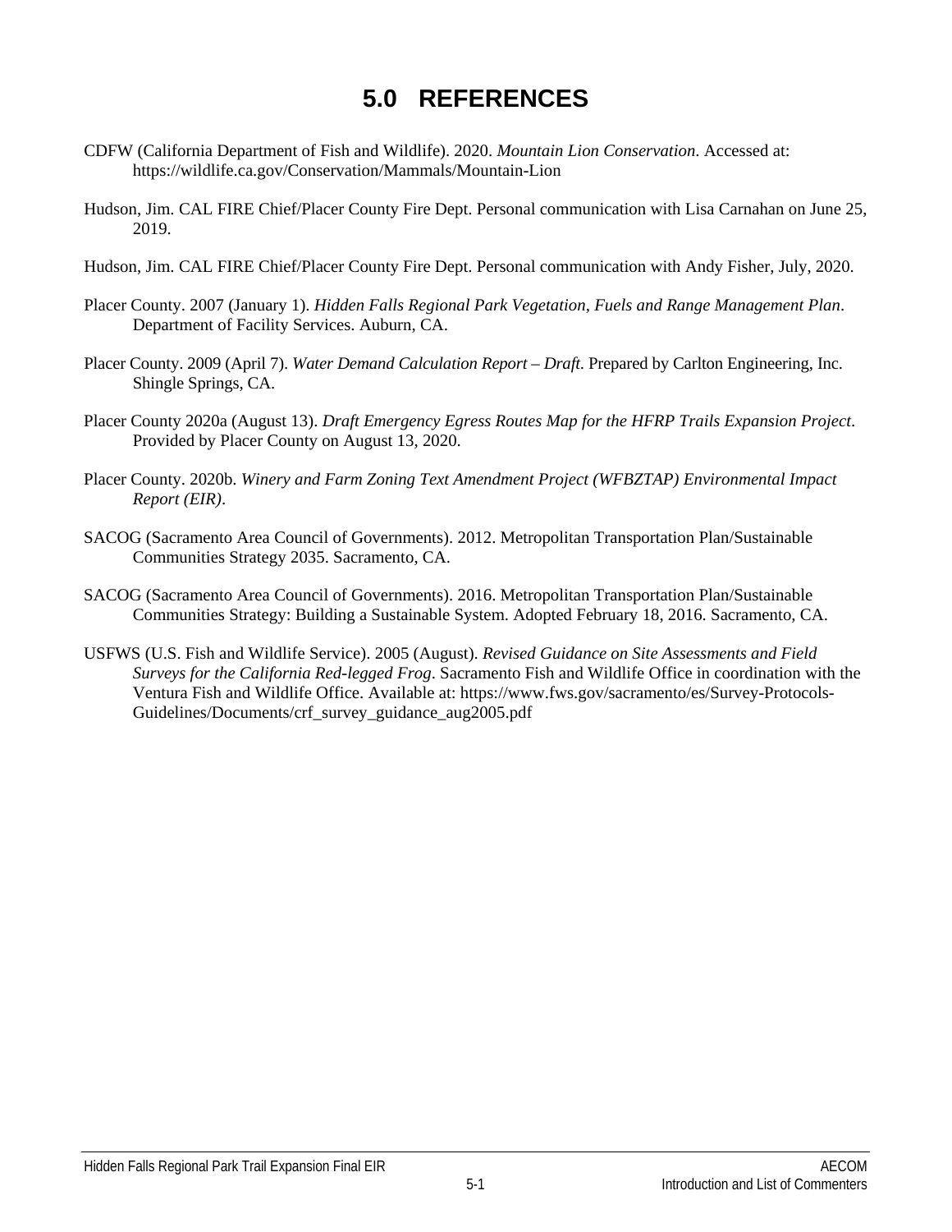# 5.0 REFERENCES

CDFW (California Department of Fish and Wildlife). 2020. *Mountain Lion Conservation*. Accessed at: https://wildlife.ca.gov/Conservation/Mammals/Mountain-Lion

Hudson, Jim. CAL FIRE Chief/Placer County Fire Dept. Personal communication with Lisa Carnahan on June 25, 2019.

Hudson, Jim. CAL FIRE Chief/Placer County Fire Dept. Personal communication with Andy Fisher, July, 2020.

Placer County. 2007 (January 1). *Hidden Falls Regional Park Vegetation, Fuels and Range Management Plan*. Department of Facility Services. Auburn, CA.

Placer County. 2009 (April 7). *Water Demand Calculation Report – Draft*. Prepared by Carlton Engineering, Inc. Shingle Springs, CA.

Placer County 2020a (August 13). *Draft Emergency Egress Routes Map for the HFRP Trails Expansion Project*. Provided by Placer County on August 13, 2020.

Placer County. 2020b. *Winery and Farm Zoning Text Amendment Project (WFBZTAP) Environmental Impact Report (EIR)*.

SACOG (Sacramento Area Council of Governments). 2012. Metropolitan Transportation Plan/Sustainable Communities Strategy 2035. Sacramento, CA.

SACOG (Sacramento Area Council of Governments). 2016. Metropolitan Transportation Plan/Sustainable Communities Strategy: Building a Sustainable System. Adopted February 18, 2016. Sacramento, CA.

USFWS (U.S. Fish and Wildlife Service). 2005 (August). *Revised Guidance on Site Assessments and Field Surveys for the California Red-legged Frog*. Sacramento Fish and Wildlife Office in coordination with the Ventura Fish and Wildlife Office. Available at: https://www.fws.gov/sacramento/es/Survey-Protocols-Guidelines/Documents/crf_survey_guidance_aug2005.pdf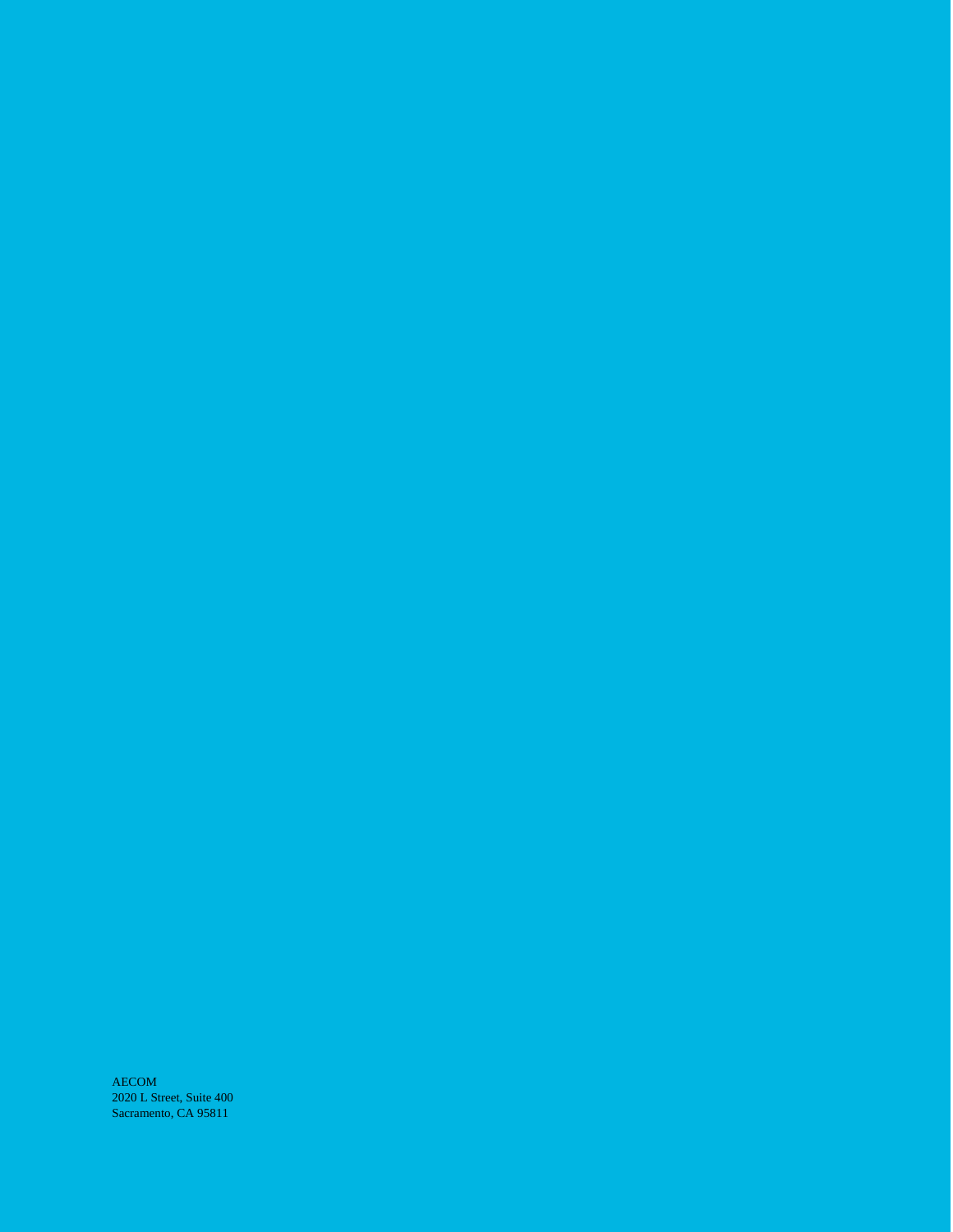AECOM
2020 L Street, Suite 400
Sacramento, CA 95811